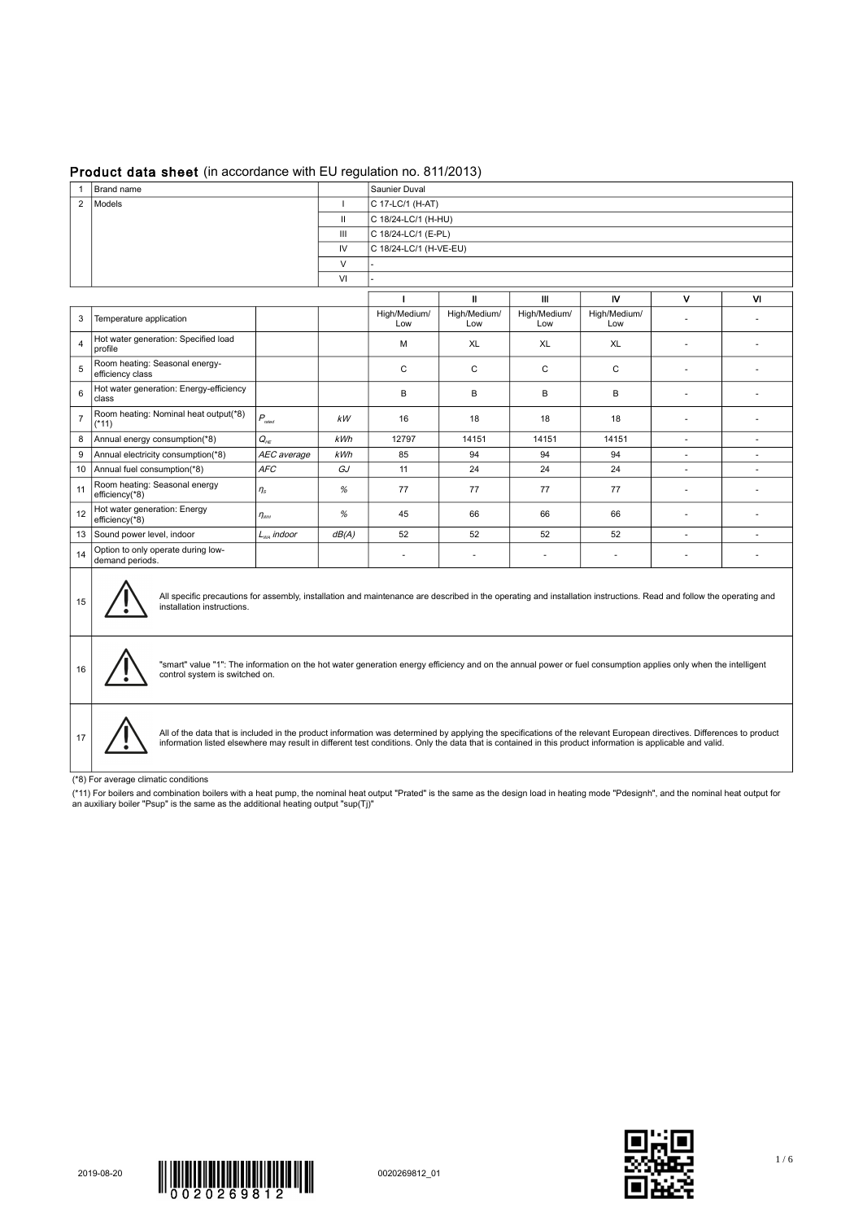## **Product data sheet** (in accordance with EU regulation no. 811/2013)

| | | | |
|---|---|---|---|
| 1 | Brand name | | Saunier Duval |
| 2 | Models | I | C 17-LC/1 (H-AT) |
| | | II | C 18/24-LC/1 (H-HU) |
| | | III | C 18/24-LC/1 (E-PL) |
| | | IV | C 18/24-LC/1 (H-VE-EU) |
| | | V | - |
| | | VI | - |

| | | | | I | II | III | IV | V | VI |
|---|---|---|---|---|---|---|---|---|---|
| 3 | Temperature application | | | High/Medium/Low | High/Medium/Low | High/Medium/Low | High/Medium/Low | - | - |
| 4 | Hot water generation: Specified load profile | | | M | XL | XL | XL | - | - |
| 5 | Room heating: Seasonal energy-efficiency class | | | C | C | C | C | - | - |
| 6 | Hot water generation: Energy-efficiency class | | | B | B | B | B | - | - |
| 7 | Room heating: Nominal heat output(*8) (*11) | $P_{rated}$ | *kW* | 16 | 18 | 18 | 18 | - | - |
| 8 | Annual energy consumption(*8) | $Q_{HE}$ | *kWh* | 12797 | 14151 | 14151 | 14151 | - | - |
| 9 | Annual electricity consumption(*8) | *AEC average* | *kWh* | 85 | 94 | 94 | 94 | - | - |
| 10 | Annual fuel consumption(*8) | *AFC* | *GJ* | 11 | 24 | 24 | 24 | - | - |
| 11 | Room heating: Seasonal energy efficiency(*8) | $\eta_s$ | *%* | 77 | 77 | 77 | 77 | - | - |
| 12 | Hot water generation: Energy efficiency(*8) | $\eta_{WH}$ | *%* | 45 | 66 | 66 | 66 | - | - |
| 13 | Sound power level, indoor | $L_{WA}$ *indoor* | *dB(A)* | 52 | 52 | 52 | 52 | - | - |
| 14 | Option to only operate during low-demand periods. | | | - | - | - | - | - | - |
| 15 | ⚠ All specific precautions for assembly, installation and maintenance are described in the operating and installation instructions. Read and follow the operating and installation instructions. | | | | | | | | |
| 16 | ⚠ "smart" value "1": The information on the hot water generation energy efficiency and on the annual power or fuel consumption applies only when the intelligent control system is switched on. | | | | | | | | |
| 17 | ⚠ All of the data that is included in the product information was determined by applying the specifications of the relevant European directives. Differences to product information listed elsewhere may result in different test conditions. Only the data that is contained in this product information is applicable and valid. | | | | | | | | |

(*8) For average climatic conditions

(*11) For boilers and combination boilers with a heat pump, the nominal heat output "Prated" is the same as the design load in heating mode "Pdesignh", and the nominal heat output for an auxiliary boiler "Psup" is the same as the additional heating output "sup(Tj)"

2019-08-20 0020269812 0020269812_01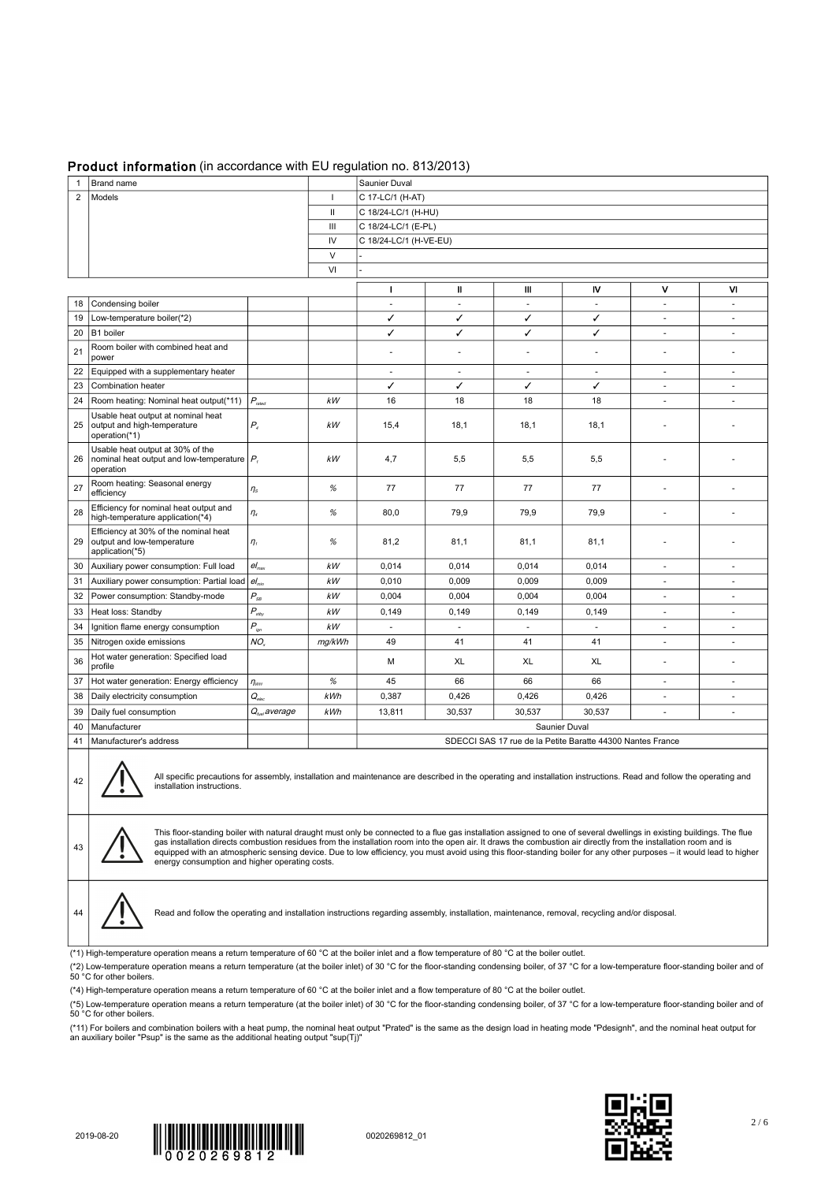## **Product information** (in accordance with EU regulation no. 813/2013)

| | | | |
|---|---|---|---|
| 1 | Brand name | | Saunier Duval |
| 2 | Models | I | C 17-LC/1 (H-AT) |
| | | II | C 18/24-LC/1 (H-HU) |
| | | III | C 18/24-LC/1 (E-PL) |
| | | IV | C 18/24-LC/1 (H-VE-EU) |
| | | V | - |
| | | VI | - |

| | | | | I | II | III | IV | V | VI |
|---|---|---|---|---|---|---|---|---|---|
| 18 | Condensing boiler | | | - | - | - | - | - | - |
| 19 | Low-temperature boiler(*2) | | | ✓ | ✓ | ✓ | ✓ | - | - |
| 20 | B1 boiler | | | ✓ | ✓ | ✓ | ✓ | - | - |
| 21 | Room boiler with combined heat and power | | | - | - | - | - | - | - |
| 22 | Equipped with a supplementary heater | | | - | - | - | - | - | - |
| 23 | Combination heater | | | ✓ | ✓ | ✓ | ✓ | - | - |
| 24 | Room heating: Nominal heat output(*11) | $P_{rated}$ | *kW* | 16 | 18 | 18 | 18 | - | - |
| 25 | Usable heat output at nominal heat output and high-temperature operation(*1) | $P_4$ | *kW* | 15,4 | 18,1 | 18,1 | 18,1 | - | - |
| 26 | Usable heat output at 30% of the nominal heat output and low-temperature operation | $P_1$ | *kW* | 4,7 | 5,5 | 5,5 | 5,5 | - | - |
| 27 | Room heating: Seasonal energy efficiency | $\eta_S$ | *%* | 77 | 77 | 77 | 77 | - | - |
| 28 | Efficiency for nominal heat output and high-temperature application(*4) | $\eta_4$ | *%* | 80,0 | 79,9 | 79,9 | 79,9 | - | - |
| 29 | Efficiency at 30% of the nominal heat output and low-temperature application(*5) | $\eta_1$ | *%* | 81,2 | 81,1 | 81,1 | 81,1 | - | - |
| 30 | Auxiliary power consumption: Full load | $el_{max}$ | *kW* | 0,014 | 0,014 | 0,014 | 0,014 | - | - |
| 31 | Auxiliary power consumption: Partial load | $el_{min}$ | *kW* | 0,010 | 0,009 | 0,009 | 0,009 | - | - |
| 32 | Power consumption: Standby-mode | $P_{SB}$ | *kW* | 0,004 | 0,004 | 0,004 | 0,004 | - | - |
| 33 | Heat loss: Standby | $P_{stby}$ | *kW* | 0,149 | 0,149 | 0,149 | 0,149 | - | - |
| 34 | Ignition flame energy consumption | $P_{ign}$ | *kW* | - | - | - | - | - | - |
| 35 | Nitrogen oxide emissions | $NO_x$ | *mg/kWh* | 49 | 41 | 41 | 41 | - | - |
| 36 | Hot water generation: Specified load profile | | | M | XL | XL | XL | - | - |
| 37 | Hot water generation: Energy efficiency | $\eta_{WH}$ | *%* | 45 | 66 | 66 | 66 | - | - |
| 38 | Daily electricity consumption | $Q_{elec}$ | *kWh* | 0,387 | 0,426 | 0,426 | 0,426 | - | - |
| 39 | Daily fuel consumption | $Q_{fuel}$ *average* | *kWh* | 13,811 | 30,537 | 30,537 | 30,537 | - | - |
| 40 | Manufacturer | | | Saunier Duval | | | | | |
| 41 | Manufacturer's address | | | SDECCI SAS 17 rue de la Petite Baratte 44300 Nantes France | | | | | |

42 ⚠ All specific precautions for assembly, installation and maintenance are described in the operating and installation instructions. Read and follow the operating and installation instructions.

43 ⚠ This floor-standing boiler with natural draught must only be connected to a flue gas installation assigned to one of several dwellings in existing buildings. The flue gas installation directs combustion residues from the installation room into the open air. It draws the combustion air directly from the installation room and is equipped with an atmospheric sensing device. Due to low efficiency, you must avoid using this floor-standing boiler for any other purposes – it would lead to higher energy consumption and higher operating costs.

44 ⚠ Read and follow the operating and installation instructions regarding assembly, installation, maintenance, removal, recycling and/or disposal.

(*1) High-temperature operation means a return temperature of 60 °C at the boiler inlet and a flow temperature of 80 °C at the boiler outlet.

(*2) Low-temperature operation means a return temperature (at the boiler inlet) of 30 °C for the floor-standing condensing boiler, of 37 °C for a low-temperature floor-standing boiler and of 50 °C for other boilers.

(*4) High-temperature operation means a return temperature of 60 °C at the boiler inlet and a flow temperature of 80 °C at the boiler outlet.

(*5) Low-temperature operation means a return temperature (at the boiler inlet) of 30 °C for the floor-standing condensing boiler, of 37 °C for a low-temperature floor-standing boiler and of 50 °C for other boilers.

(*11) For boilers and combination boilers with a heat pump, the nominal heat output "Prated" is the same as the design load in heating mode "Pdesignh", and the nominal heat output for an auxiliary boiler "Psup" is the same as the additional heating output "sup(Tj)"

2019-08-20 0020269812 0020269812_01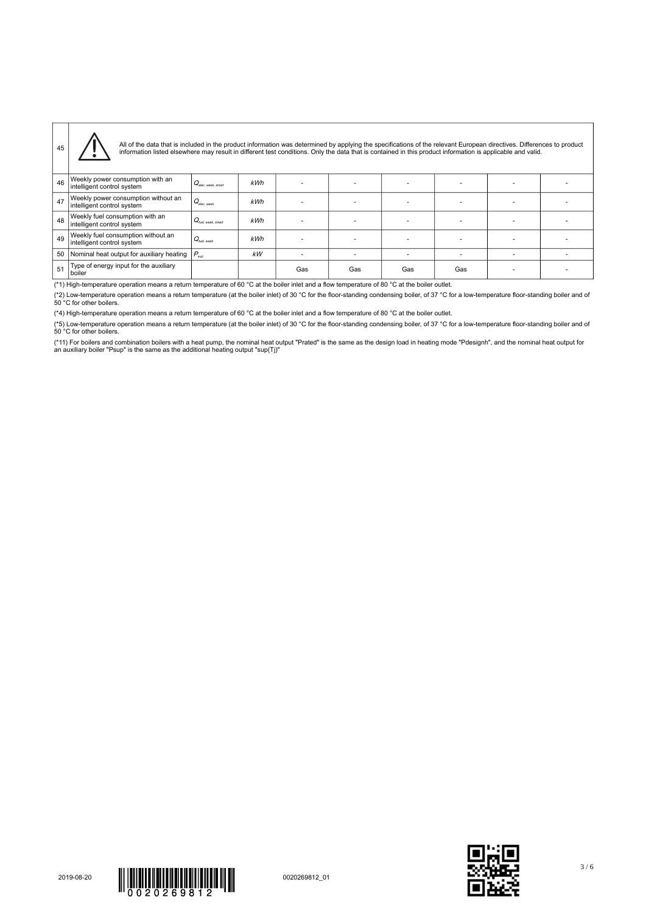| | | | | | | | | | |
|---|---|---|---|---|---|---|---|---|---|
| 45 | ⚠ All of the data that is included in the product information was determined by applying the specifications of the relevant European directives. Differences to product information listed elsewhere may result in different test conditions. Only the data that is contained in this product information is applicable and valid. | | | | | | | | |
| 46 | Weekly power consumption with an intelligent control system | $Q_{elec, week, smart}$ | *kWh* | - | - | - | - | - | - |
| 47 | Weekly power consumption without an intelligent control system | $Q_{elec, week}$ | *kWh* | - | - | - | - | - | - |
| 48 | Weekly fuel consumption with an intelligent control system | $Q_{fuel, week, smart}$ | *kWh* | - | - | - | - | - | - |
| 49 | Weekly fuel consumption without an intelligent control system | $Q_{fuel, week}$ | *kWh* | - | - | - | - | - | - |
| 50 | Nominal heat output for auxiliary heating | $P_{sup}$ | *kW* | - | - | - | - | - | - |
| 51 | Type of energy input for the auxiliary boiler | | | Gas | Gas | Gas | Gas | - | - |

(*1) High-temperature operation means a return temperature of 60 °C at the boiler inlet and a flow temperature of 80 °C at the boiler outlet.

(*2) Low-temperature operation means a return temperature (at the boiler inlet) of 30 °C for the floor-standing condensing boiler, of 37 °C for a low-temperature floor-standing boiler and of 50 °C for other boilers.

(*4) High-temperature operation means a return temperature of 60 °C at the boiler inlet and a flow temperature of 80 °C at the boiler outlet.

(*5) Low-temperature operation means a return temperature (at the boiler inlet) of 30 °C for the floor-standing condensing boiler, of 37 °C for a low-temperature floor-standing boiler and of 50 °C for other boilers.

(*11) For boilers and combination boilers with a heat pump, the nominal heat output "Prated" is the same as the design load in heating mode "Pdesignh", and the nominal heat output for an auxiliary boiler "Psup" is the same as the additional heating output "sup(Tj)"

2019-08-20 0020269812 0020269812_01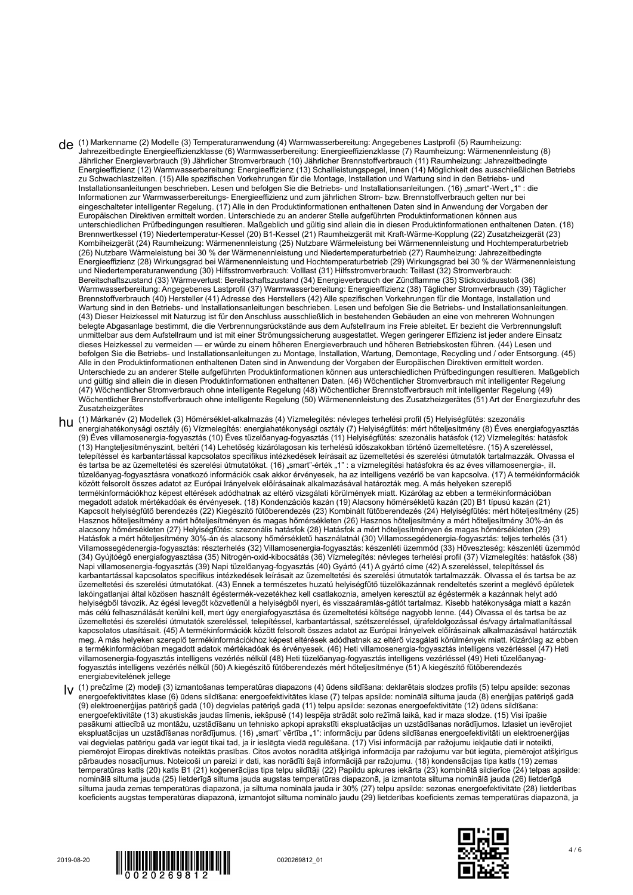**de** (1) Markenname (2) Modelle (3) Temperaturanwendung (4) Warmwasserbereitung: Angegebenes Lastprofil (5) Raumheizung: Jahreszeitbedingte Energieeffizienzklasse (6) Warmwasserbereitung: Energieeffizienzklasse (7) Raumheizung: Wärmenennleistung (8) Jährlicher Energieverbrauch (9) Jährlicher Stromverbrauch (10) Jährlicher Brennstoffverbrauch (11) Raumheizung: Jahreszeitbedingte Energieeffizienz (12) Warmwasserbereitung: Energieeffizienz (13) Schallleistungspegel, innen (14) Möglichkeit des ausschließlichen Betriebs zu Schwachlastzeiten. (15) Alle spezifischen Vorkehrungen für die Montage, Installation und Wartung sind in den Betriebs- und Installationsanleitungen beschrieben. Lesen und befolgen Sie die Betriebs- und Installationsanleitungen. (16) „smart"-Wert „1" : die Informationen zur Warmwasserbereitungs- Energieeffizienz und zum jährlichen Strom- bzw. Brennstoffverbrauch gelten nur bei eingeschalteter intelligenter Regelung. (17) Alle in den Produktinformationen enthaltenen Daten sind in Anwendung der Vorgaben der Europäischen Direktiven ermittelt worden. Unterschiede zu anderer Stelle aufgeführten Produktinformationen können aus unterschiedlichen Prüfbedingungen resultieren. Maßgeblich und gültig sind allein die in diesen Produktinformationen enthaltenen Daten. (18) Brennwertkessel (19) Niedertemperatur-Kessel (20) B1-Kessel (21) Raumheizgerät mit Kraft-Wärme-Kopplung (22) Zusatzheizgerät (23) Kombiheizgerät (24) Raumheizung: Wärmenennleistung (25) Nutzbare Wärmeleistung bei Wärmenennleistung und Hochtemperaturbetrieb (26) Nutzbare Wärmeleistung bei 30 % der Wärmenennleistung und Niedertemperaturbetrieb (27) Raumheizung: Jahreszeitbedingte Energieeffizienz (28) Wirkungsgrad bei Wärmenennleistung und Hochtemperaturbetrieb (29) Wirkungsgrad bei 30 % der Wärmenennleistung und Niedertemperaturanwendung (30) Hilfsstromverbrauch: Volllast (31) Hilfsstromverbrauch: Teillast (32) Stromverbrauch: Bereitschaftszustand (33) Wärmeverlust: Bereitschaftszustand (34) Energieverbrauch der Zündflamme (35) Stickoxidausstoß (36) Warmwasserbereitung: Angegebenes Lastprofil (37) Warmwasserbereitung: Energieeffizienz (38) Täglicher Stromverbrauch (39) Täglicher Brennstoffverbrauch (40) Hersteller (41) Adresse des Herstellers (42) Alle spezifischen Vorkehrungen für die Montage, Installation und Wartung sind in den Betriebs- und Installationsanleitungen beschrieben. Lesen und befolgen Sie die Betriebs- und Installationsanleitungen. (43) Dieser Heizkessel mit Naturzug ist für den Anschluss ausschließlich in bestehenden Gebäuden an eine von mehreren Wohnungen belegte Abgasanlage bestimmt, die die Verbrennungsrückstände aus dem Aufstellraum ins Freie ableitet. Er bezieht die Verbrennungsluft unmittelbar aus dem Aufstellraum und ist mit einer Strömungssicherung ausgestattet. Wegen geringerer Effizienz ist jeder andere Einsatz dieses Heizkessel zu vermeiden — er würde zu einem höheren Energieverbrauch und höheren Betriebskosten führen. (44) Lesen und befolgen Sie die Betriebs- und Installationsanleitungen zu Montage, Installation, Wartung, Demontage, Recycling und / oder Entsorgung. (45) Alle in den Produktinformationen enthaltenen Daten sind in Anwendung der Vorgaben der Europäischen Direktiven ermittelt worden. Unterschiede zu anderer Stelle aufgeführten Produktinformationen können aus unterschiedlichen Prüfbedingungen resultieren. Maßgeblich und gültig sind allein die in diesen Produktinformationen enthaltenen Daten. (46) Wöchentlicher Stromverbrauch mit intelligenter Regelung (47) Wöchentlicher Stromverbrauch ohne intelligente Regelung (48) Wöchentlicher Brennstoffverbrauch mit intelligenter Regelung (49) Wöchentlicher Brennstoffverbrauch ohne intelligente Regelung (50) Wärmenennleistung des Zusatzheizgerätes (51) Art der Energiezufuhr des Zusatzheizgerätes

**hu** (1) Márkanév (2) Modellek (3) Hőmérséklet-alkalmazás (4) Vízmelegítés: névleges terhelési profil (5) Helyiségfűtés: szezonális energiahatékonysági osztály (6) Vízmelegítés: energiahatékonysági osztály (7) Helyiségfűtés: mért hőteljesítmény (8) Éves energiafogyasztás (9) Éves villamosenergia-fogyasztás (10) Éves tüzelőanyag-fogyasztás (11) Helyiségfűtés: szezonális hatásfok (12) Vízmelegítés: hatásfok (13) Hangteljesítményszint, beltéri (14) Lehetőség kizárólagosan kis terhelésű időszakokban történő üzemeltetésre. (15) A szereléssel, telepítéssel és karbantartással kapcsolatos specifikus intézkedések leírásait az üzemeltetési és szerelési útmutatók tartalmazzák. Olvassa el és tartsa be az üzemeltetési és szerelési útmutatókat. (16) „smart"-érték „1" : a vízmelegítési hatásfokra és az éves villamosenergia-, ill. tüzelőanyag-fogyasztásra vonatkozó információk csak akkor érvényesek, ha az intelligens vezérlő be van kapcsolva. (17) A termékinformációk között felsorolt összes adatot az Európai Irányelvek előírásainak alkalmazásával határozták meg. A más helyeken szereplő termékinformációkhoz képest eltérések adódhatnak az eltérő vizsgálati körülmények miatt. Kizárólag az ebben a termékinformációban megadott adatok mértékadóak és érvényesek. (18) Kondenzációs kazán (19) Alacsony hőmérsékletű kazán (20) B1 típusú kazán (21) Kapcsolt helyiségfűtő berendezés (22) Kiegészítő fűtőberendezés (23) Kombinált fűtőberendezés (24) Helyiségfűtés: mért hőteljesítmény (25) Hasznos hőteljesítmény a mért hőteljesítményen és magas hőmérsékleten (26) Hasznos hőteljesítmény a mért hőteljesítmény 30%-án és alacsony hőmérsékleten (27) Helyiségfűtés: szezonális hatásfok (28) Hatásfok a mért hőteljesítményen és magas hőmérsékleten (29) Hatásfok a mért hőteljesítmény 30%-án és alacsony hőmérsékletű használatnál (30) Villamossegédenergia-fogyasztás: teljes terhelés (31) Villamossegédenergia-fogyasztás: részterhelés (32) Villamosenergia-fogyasztás: készenléti üzemmód (33) Hőveszteség: készenléti üzemmód (34) Gyújtóégő energiafogyasztása (35) Nitrogén-oxid-kibocsátás (36) Vízmelegítés: névleges terhelési profil (37) Vízmelegítés: hatásfok (38) Napi villamosenergia-fogyasztás (39) Napi tüzelőanyag-fogyasztás (40) Gyártó (41) A gyártó címe (42) A szereléssel, telepítéssel és karbantartással kapcsolatos specifikus intézkedések leírásait az üzemeltetési és szerelési útmutatók tartalmazzák. Olvassa el és tartsa be az üzemeltetési és szerelési útmutatókat. (43) Ennek a természetes huzatú helyiségfűtő tüzelőkazánnak rendeltetés szerint a meglévő épületek lakóingatlanjai által közösen használt égéstermék-vezetékhez kell csatlakoznia, amelyen keresztül az égéstermék a kazánnak helyt adó helyiségből távozik. Az égési levegőt közvetlenül a helyiségből nyeri, és visszaáramlás-gátlót tartalmaz. Kisebb hatékonysága miatt a kazán más célú felhasználását kerülni kell, mert úgy energiafogyasztása és üzemeltetési költsége nagyobb lenne. (44) Olvassa el és tartsa be az üzemeltetési és szerelési útmutatók szereléssel, telepítéssel, karbantartással, szétszereléssel, újrafeldolgozással és/vagy ártalmatlanítással kapcsolatos utasításait. (45) A termékinformációk között felsorolt összes adatot az Európai Irányelvek előírásainak alkalmazásával határozták meg. A más helyeken szereplő termékinformációkhoz képest eltérések adódhatnak az eltérő vizsgálati körülmények miatt. Kizárólag az ebben a termékinformációban megadott adatok mértékadóak és érvényesek. (46) Heti villamosenergia-fogyasztás intelligens vezérléssel (47) Heti villamosenergia-fogyasztás intelligens vezérlés nélkül (48) Heti tüzelőanyag-fogyasztás intelligens vezérléssel (49) Heti tüzelőanyag-fogyasztás intelligens vezérlés nélkül (50) A kiegészítő fűtőberendezés mért hőteljesítménye (51) A kiegészítő fűtőberendezés energiabevitelének jellege

**lv** (1) prečzīme (2) modeļi (3) izmantošanas temperatūras diapazons (4) ūdens sildīšana: deklarētais slodzes profils (5) telpu apsilde: sezonas energoefektivitātes klase (6) ūdens sildīšana: energoefektivitātes klase (7) telpas apsilde: nominālā siltuma jauda (8) enerģijas patēriņš gadā (9) elektroenerģijas patēriņš gadā (10) degvielas patēriņš gadā (11) telpu apsilde: sezonas energoefektivitāte (12) ūdens sildīšana: energoefektivitāte (13) akustiskās jaudas līmenis, iekšpusē (14) Iespēja strādāt solo režīmā laikā, kad ir maza slodze. (15) Visi īpašie pasākumi attiecībā uz montāžu, uzstādīšanu un tehnisko apkopi aprakstīti ekspluatācijas un uzstādīšanas norādījumos. Izlasiet un ievērojiet ekspluatācijas un uzstādīšanas norādījumus. (16) „smart" vērtība „1": informāciju par ūdens sildīšanas energoefektivitāti un elektroenerģijas vai degvielas patēriņu gadā var izgūt tikai tad, ja ir ieslēgta viedā regulēšana. (17) Visi informācijā par ražojumu iekļautie dati ir noteikti, piemērojot Eiropas direktīvās noteiktās prasības. Citos avotos norādītā atšķirīgā informācija par ražojumu var būt iegūta, piemērojot atšķirīgus pārbaudes nosacījumus. Noteicoši un pareizi ir dati, kas norādīti šajā informācijā par ražojumu. (18) kondensācijas tipa katls (19) zemas temperatūras katls (20) katls B1 (21) koģenerācijas tipa telpu sildītāji (22) Papildu apkures iekārta (23) kombinētā sildierīce (24) telpas apsilde: nominālā siltuma jauda (25) lietderīgā siltuma jauda augstas temperatūras diapazonā, ja izmantota siltuma nominālā jauda (26) lietderīgā siltuma jauda zemas temperatūras diapazonā, ja siltuma nominālā jauda ir 30%) (27) telpu apsilde: sezonas energoefektivitāte (28) lietderības koeficients augstas temperatūras diapazonā, izmantojot siltuma nominālo jaudu (29) lietderības koeficients zemas temperatūras diapazonā, ja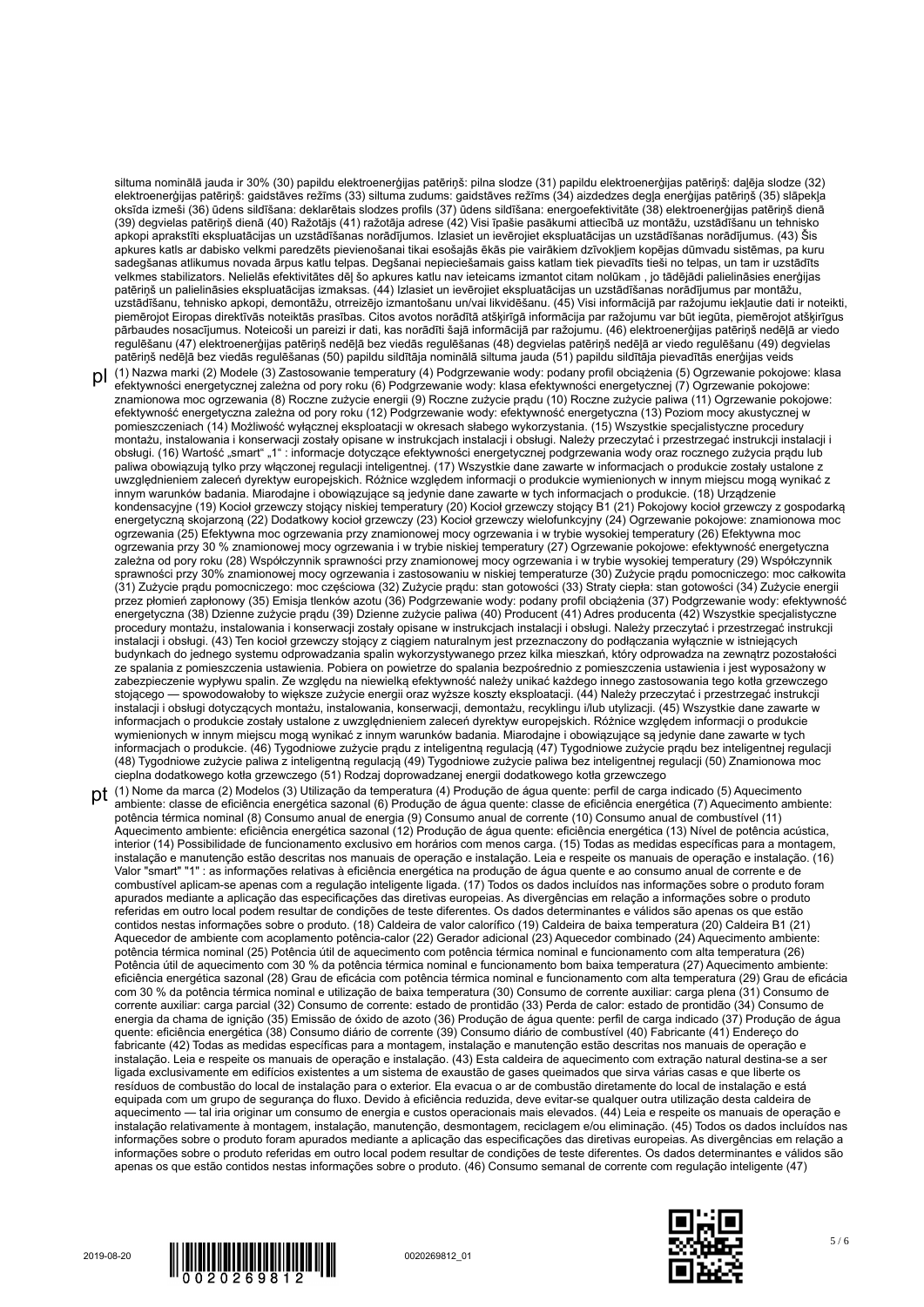siltuma nominālā jauda ir 30% (30) papildu elektroenerģijas patēriņš: pilna slodze (31) papildu elektroenerģijas patēriņš: daļēja slodze (32) elektroenerģijas patēriņš: gaidstāves režīms (33) siltuma zudums: gaidstāves režīms (34) aizdedzes degļa enerģijas patēriņš (35) slāpekļa oksīda izmeši (36) ūdens sildīšana: deklarētais slodzes profils (37) ūdens sildīšana: energoefektivitāte (38) elektroenerģijas patēriņš dienā (39) degvielas patēriņš dienā (40) Ražotājs (41) ražotāja adrese (42) Visi īpašie pasākumi attiecībā uz montāžu, uzstādīšanu un tehnisko apkopi aprakstīti ekspluatācijas un uzstādīšanas norādījumos. Izlasiet un ievērojiet ekspluatācijas un uzstādīšanas norādījumus. (43) Šis apkures katls ar dabisko velkmi paredzēts pievienošanai tikai esošajās ēkās pie vairākiem dzīvokļiem kopējas dūmvadu sistēmas, pa kuru sadegšanas atlikumus novada ārpus katlu telpas. Degšanai nepieciešamais gaiss katlam tiek pievadīts tieši no telpas, un tam ir uzstādīts velkmes stabilizators. Nelielās efektivitātes dēļ šo apkures katlu nav ieteicams izmantot citam nolūkam , jo tādējādi palielināsies enerģijas patēriņš un palielināsies ekspluatācijas izmaksas. (44) Izlasiet un ievērojiet ekspluatācijas un uzstādīšanas norādījumus par montāžu, uzstādīšanu, tehnisko apkopi, demontāžu, otrreizējo izmantošanu un/vai likvidēšanu. (45) Visi informācijā par ražojumu iekļautie dati ir noteikti, piemērojot Eiropas direktīvās noteiktās prasības. Citos avotos norādītā atšķirīgā informācija par ražojumu var būt iegūta, piemērojot atšķirīgus pārbaudes nosacījumus. Noteicoši un pareizi ir dati, kas norādīti šajā informācijā par ražojumu. (46) elektroenerģijas patēriņš nedēļā ar viedo regulēšanu (47) elektroenerģijas patēriņš nedēļā bez viedās regulēšanas (48) degvielas patēriņš nedēļā ar viedo regulēšanu (49) degvielas patēriņš nedēļā bez viedās regulēšanas (50) papildu sildītāja nominālā siltuma jauda (51) papildu sildītāja pievadītās enerģijas veids

**pl** (1) Nazwa marki (2) Modele (3) Zastosowanie temperatury (4) Podgrzewanie wody: podany profil obciążenia (5) Ogrzewanie pokojowe: klasa efektywności energetycznej zależna od pory roku (6) Podgrzewanie wody: klasa efektywności energetycznej (7) Ogrzewanie pokojowe: znamionowa moc ogrzewania (8) Roczne zużycie energii (9) Roczne zużycie prądu (10) Roczne zużycie paliwa (11) Ogrzewanie pokojowe: efektywność energetyczna zależna od pory roku (12) Podgrzewanie wody: efektywność energetyczna (13) Poziom mocy akustycznej w pomieszczeniach (14) Możliwość wyłącznej eksploatacji w okresach słabego wykorzystania. (15) Wszystkie specjalistyczne procedury montażu, instalowania i konserwacji zostały opisane w instrukcjach instalacji i obsługi. Należy przeczytać i przestrzegać instrukcji instalacji i obsługi. (16) Wartość „smart" „1" : informacje dotyczące efektywności energetycznej podgrzewania wody oraz rocznego zużycia prądu lub paliwa obowiązują tylko przy włączonej regulacji inteligentnej. (17) Wszystkie dane zawarte w informacjach o produkcie zostały ustalone z uwzględnieniem zaleceń dyrektyw europejskich. Różnice względem informacji o produkcie wymienionych w innym miejscu mogą wynikać z innym warunków badania. Miarodajne i obowiązujące są jedynie dane zawarte w tych informacjach o produkcie. (18) Urządzenie kondensacyjne (19) Kocioł grzewczy stojący niskiej temperatury (20) Kocioł grzewczy stojący B1 (21) Pokojowy kocioł grzewczy z gospodarką energetyczną skojarzoną (22) Dodatkowy kocioł grzewczy (23) Kocioł grzewczy wielofunkcyjny (24) Ogrzewanie pokojowe: znamionowa moc ogrzewania (25) Efektywna moc ogrzewania przy znamionowej mocy ogrzewania i w trybie wysokiej temperatury (26) Efektywna moc ogrzewania przy 30 % znamionowej mocy ogrzewania i w trybie niskiej temperatury (27) Ogrzewanie pokojowe: efektywność energetyczna zależna od pory roku (28) Współczynnik sprawności przy znamionowej mocy ogrzewania i w trybie wysokiej temperatury (29) Współczynnik sprawności przy 30% znamionowej mocy ogrzewania i zastosowaniu w niskiej temperaturze (30) Zużycie prądu pomocniczego: moc całkowita (31) Zużycie prądu pomocniczego: moc częściowa (32) Zużycie prądu: stan gotowości (33) Straty ciepła: stan gotowości (34) Zużycie energii przez płomień zapłonowy (35) Emisja tlenków azotu (36) Podgrzewanie wody: podany profil obciążenia (37) Podgrzewanie wody: efektywność energetyczna (38) Dzienne zużycie prądu (39) Dzienne zużycie paliwa (40) Producent (41) Adres producenta (42) Wszystkie specjalistyczne procedury montażu, instalowania i konserwacji zostały opisane w instrukcjach instalacji i obsługi. Należy przeczytać i przestrzegać instrukcji instalacji i obsługi. (43) Ten kocioł grzewczy stojący z ciągiem naturalnym jest przeznaczony do podłączania wyłącznie w istniejących budynkach do jednego systemu odprowadzania spalin wykorzystywanego przez kilka mieszkań, który odprowadza na zewnątrz pozostałości ze spalania z pomieszczenia ustawienia. Pobiera on powietrze do spalania bezpośrednio z pomieszczenia ustawienia i jest wyposażony w zabezpieczenie wypływu spalin. Ze względu na niewielką efektywność należy unikać każdego innego zastosowania tego kotła grzewczego stojącego — spowodowałoby to większe zużycie energii i wyższe koszty eksploatacji. (44) Należy przeczytać i przestrzegać instrukcji instalacji i obsługi dotyczących montażu, instalowania, konserwacji, demontażu, recyklingu i/lub utylizacji. (45) Wszystkie dane zawarte w informacjach o produkcie zostały ustalone z uwzględnieniem zaleceń dyrektyw europejskich. Różnice względem informacji o produkcie wymienionych w innym miejscu mogą wynikać z innym warunków badania. Miarodajne i obowiązujące są jedynie dane zawarte w tych informacjach o produkcie. (46) Tygodniowe zużycie prądu z inteligentną regulacją (47) Tygodniowe zużycie prądu bez inteligentnej regulacji (48) Tygodniowe zużycie paliwa z inteligentną regulacją (49) Tygodniowe zużycie paliwa bez inteligentnej regulacji (50) Znamionowa moc cieplna dodatkowego kotła grzewczego (51) Rodzaj doprowadzanej energii dodatkowego kotła grzewczego

**pt** (1) Nome da marca (2) Modelos (3) Utilização da temperatura (4) Produção de água quente: perfil de carga indicado (5) Aquecimento ambiente: classe de eficiência energética sazonal (6) Produção de água quente: classe de eficiência energética (7) Aquecimento ambiente: potência térmica nominal (8) Consumo anual de energia (9) Consumo anual de corrente (10) Consumo anual de combustível (11) Aquecimento ambiente: eficiência energética sazonal (12) Produção de água quente: eficiência energética (13) Nível de potência acústica, interior (14) Possibilidade de funcionamento exclusivo em horários com menos carga. (15) Todas as medidas específicas para a montagem, instalação e manutenção estão descritas nos manuais de operação e instalação. Leia e respeite os manuais de operação e instalação. (16) Valor "smart" "1" : as informações relativas à eficiência energética na produção de água quente e ao consumo anual de corrente e de combustível aplicam-se apenas com a regulação inteligente ligada. (17) Todos os dados incluídos nas informações sobre o produto foram apurados mediante a aplicação das especificações das diretivas europeias. As divergências em relação a informações sobre o produto referidas em outro local podem resultar de condições de teste diferentes. Os dados determinantes e válidos são apenas os que estão contidos nestas informações sobre o produto. (18) Caldeira de valor calorífico (19) Caldeira de baixa temperatura (20) Caldeira B1 (21) Aquecedor de ambiente com acoplamento potência-calor (22) Gerador adicional (23) Aquecedor combinado (24) Aquecimento ambiente: potência térmica nominal (25) Potência útil de aquecimento com potência térmica nominal e funcionamento com alta temperatura (26) Potência útil de aquecimento com 30 % da potência térmica nominal e funcionamento bom baixa temperatura (27) Aquecimento ambiente: eficiência energética sazonal (28) Grau de eficácia com potência térmica nominal e funcionamento com alta temperatura (29) Grau de eficácia com 30 % da potência térmica nominal e utilização de baixa temperatura (30) Consumo de corrente auxiliar: carga plena (31) Consumo de corrente auxiliar: carga parcial (32) Consumo de corrente: estado de prontidão (33) Perda de calor: estado de prontidão (34) Consumo de energia da chama de ignição (35) Emissão de óxido de azoto (36) Produção de água quente: perfil de carga indicado (37) Produção de água quente: eficiência energética (38) Consumo diário de corrente (39) Consumo diário de combustível (40) Fabricante (41) Endereço do fabricante (42) Todas as medidas específicas para a montagem, instalação e manutenção estão descritas nos manuais de operação e instalação. Leia e respeite os manuais de operação e instalação. (43) Esta caldeira de aquecimento com extração natural destina-se a ser ligada exclusivamente em edifícios existentes a um sistema de exaustão de gases queimados que sirva várias casas e que liberte os resíduos de combustão do local de instalação para o exterior. Ela evacua o ar de combustão diretamente do local de instalação e está equipada com um grupo de segurança do fluxo. Devido à eficiência reduzida, deve evitar-se qualquer outra utilização desta caldeira de aquecimento — tal iria originar um consumo de energia e custos operacionais mais elevados. (44) Leia e respeite os manuais de operação e instalação relativamente à montagem, instalação, manutenção, desmontagem, reciclagem e/ou eliminação. (45) Todos os dados incluídos nas informações sobre o produto foram apurados mediante a aplicação das especificações das diretivas europeias. As divergências em relação a informações sobre o produto referidas em outro local podem resultar de condições de teste diferentes. Os dados determinantes e válidos são apenas os que estão contidos nestas informações sobre o produto. (46) Consumo semanal de corrente com regulação inteligente (47)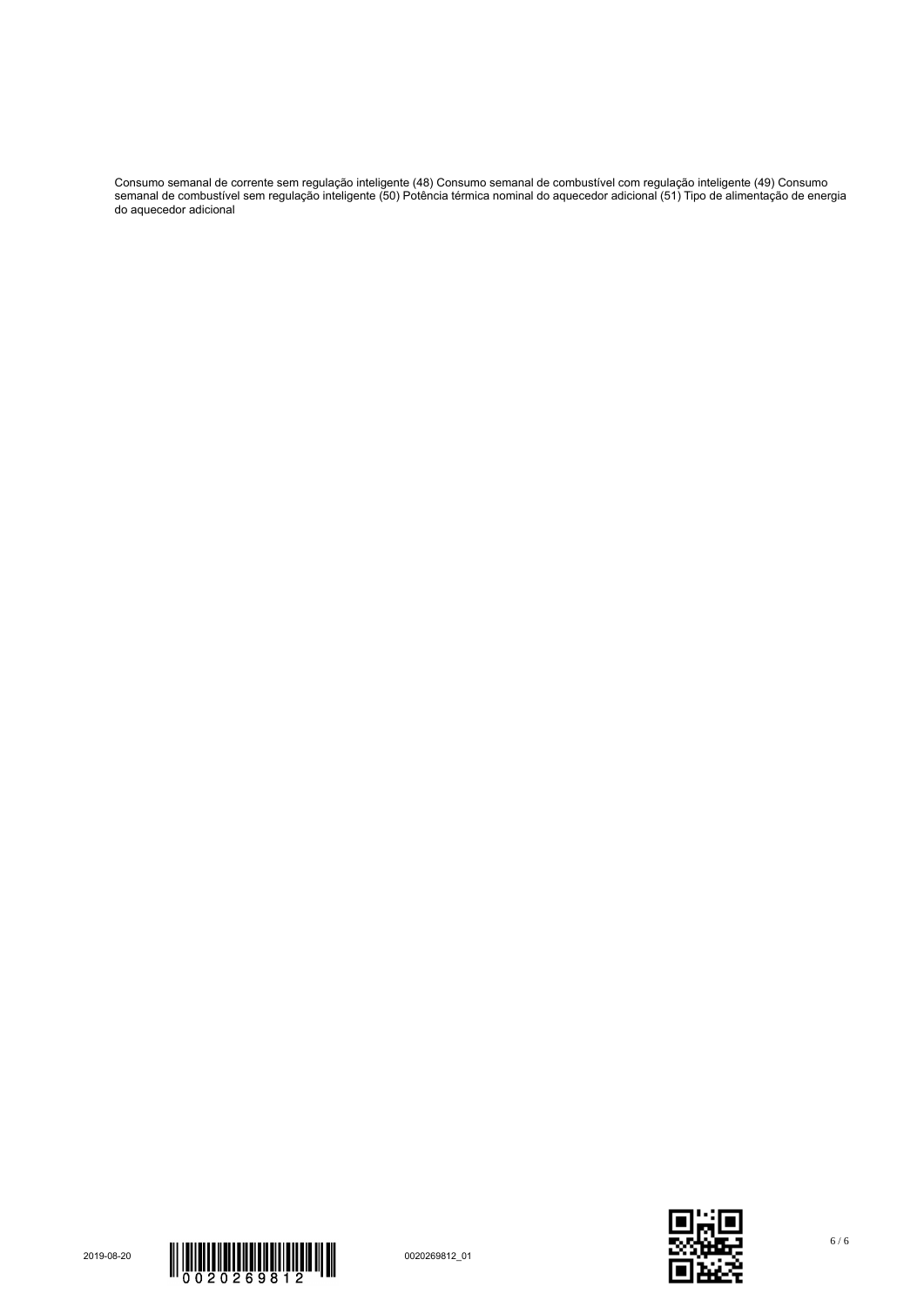Consumo semanal de corrente sem regulação inteligente (48) Consumo semanal de combustível com regulação inteligente (49) Consumo semanal de combustível sem regulação inteligente (50) Potência térmica nominal do aquecedor adicional (51) Tipo de alimentação de energia do aquecedor adicional